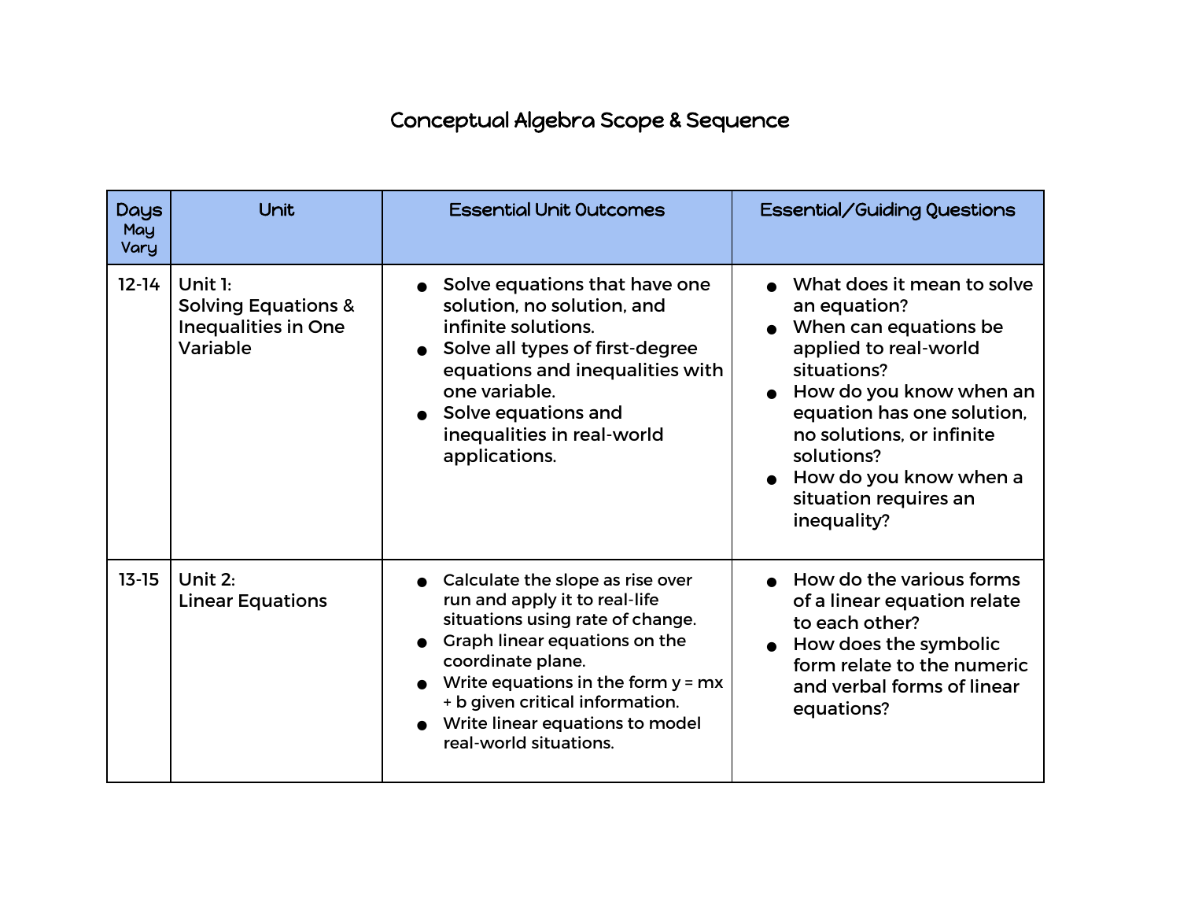# Conceptual Algebra Scope & Sequence

| Days May Vary | Unit | Essential Unit Outcomes | Essential/Guiding Questions |
|---|---|---|---|
| 12-14 | Unit 1: Solving Equations & Inequalities in One Variable | • Solve equations that have one solution, no solution, and infinite solutions.<br>• Solve all types of first-degree equations and inequalities with one variable.<br>• Solve equations and inequalities in real-world applications. | • What does it mean to solve an equation?<br>• When can equations be applied to real-world situations?<br>• How do you know when an equation has one solution, no solutions, or infinite solutions?<br>• How do you know when a situation requires an inequality? |
| 13-15 | Unit 2: Linear Equations | • Calculate the slope as rise over run and apply it to real-life situations using rate of change.<br>• Graph linear equations on the coordinate plane.<br>• Write equations in the form $y = mx + b$ given critical information.<br>• Write linear equations to model real-world situations. | • How do the various forms of a linear equation relate to each other?<br>• How does the symbolic form relate to the numeric and verbal forms of linear equations? |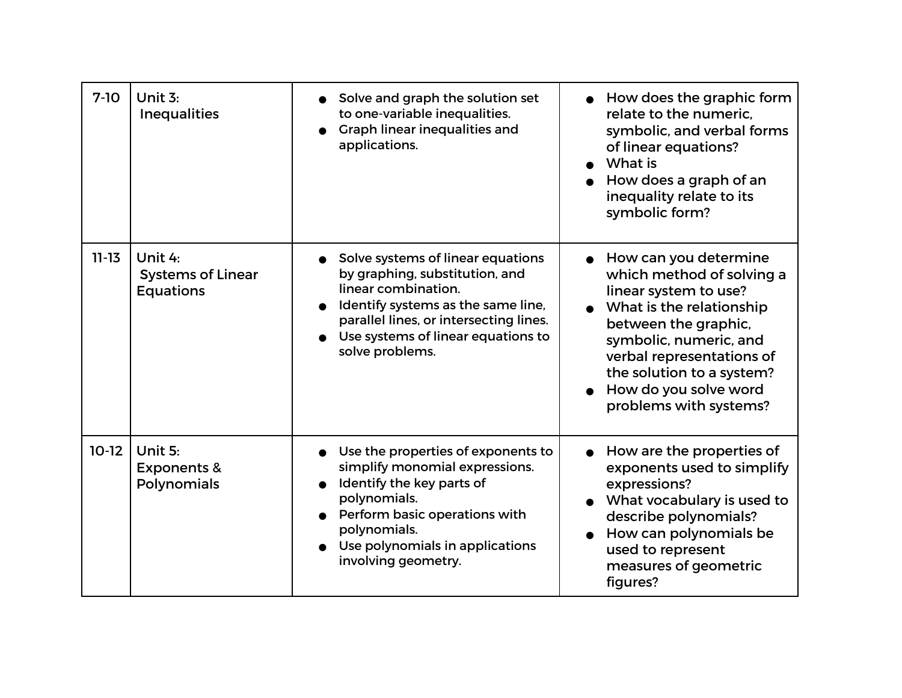| 7-10 | Unit 3: Inequalities | <ul><li>Solve and graph the solution set to one-variable inequalities.</li><li>Graph linear inequalities and applications.</li></ul> | <ul><li>How does the graphic form relate to the numeric, symbolic, and verbal forms of linear equations?</li><li>What is</li><li>How does a graph of an inequality relate to its symbolic form?</li></ul> |
|---|---|---|---|
| 11-13 | Unit 4: Systems of Linear Equations | <ul><li>Solve systems of linear equations by graphing, substitution, and linear combination.</li><li>Identify systems as the same line, parallel lines, or intersecting lines.</li><li>Use systems of linear equations to solve problems.</li></ul> | <ul><li>How can you determine which method of solving a linear system to use?</li><li>What is the relationship between the graphic, symbolic, numeric, and verbal representations of the solution to a system?</li><li>How do you solve word problems with systems?</li></ul> |
| 10-12 | Unit 5: Exponents & Polynomials | <ul><li>Use the properties of exponents to simplify monomial expressions.</li><li>Identify the key parts of polynomials.</li><li>Perform basic operations with polynomials.</li><li>Use polynomials in applications involving geometry.</li></ul> | <ul><li>How are the properties of exponents used to simplify expressions?</li><li>What vocabulary is used to describe polynomials?</li><li>How can polynomials be used to represent measures of geometric figures?</li></ul> |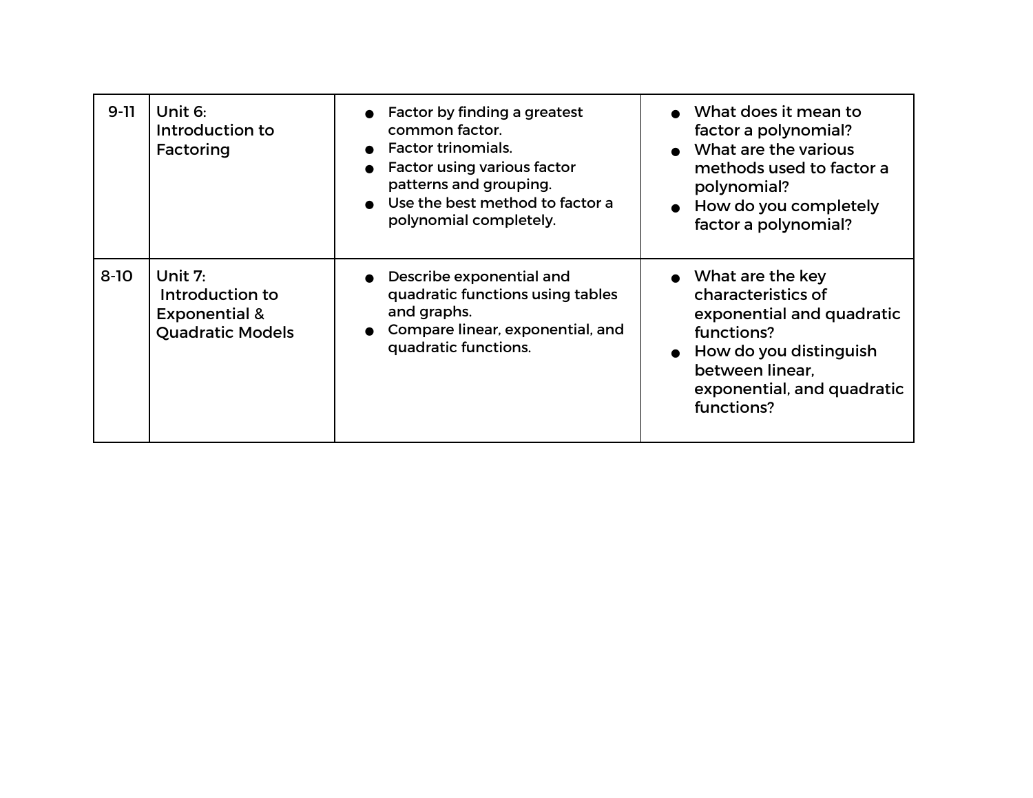| | | | |
|---|---|---|---|
| 9-11 | Unit 6: Introduction to Factoring | • Factor by finding a greatest common factor.<br>• Factor trinomials.<br>• Factor using various factor patterns and grouping.<br>• Use the best method to factor a polynomial completely. | • What does it mean to factor a polynomial?<br>• What are the various methods used to factor a polynomial?<br>• How do you completely factor a polynomial? |
| 8-10 | Unit 7: Introduction to Exponential & Quadratic Models | • Describe exponential and quadratic functions using tables and graphs.<br>• Compare linear, exponential, and quadratic functions. | • What are the key characteristics of exponential and quadratic functions?<br>• How do you distinguish between linear, exponential, and quadratic functions? |